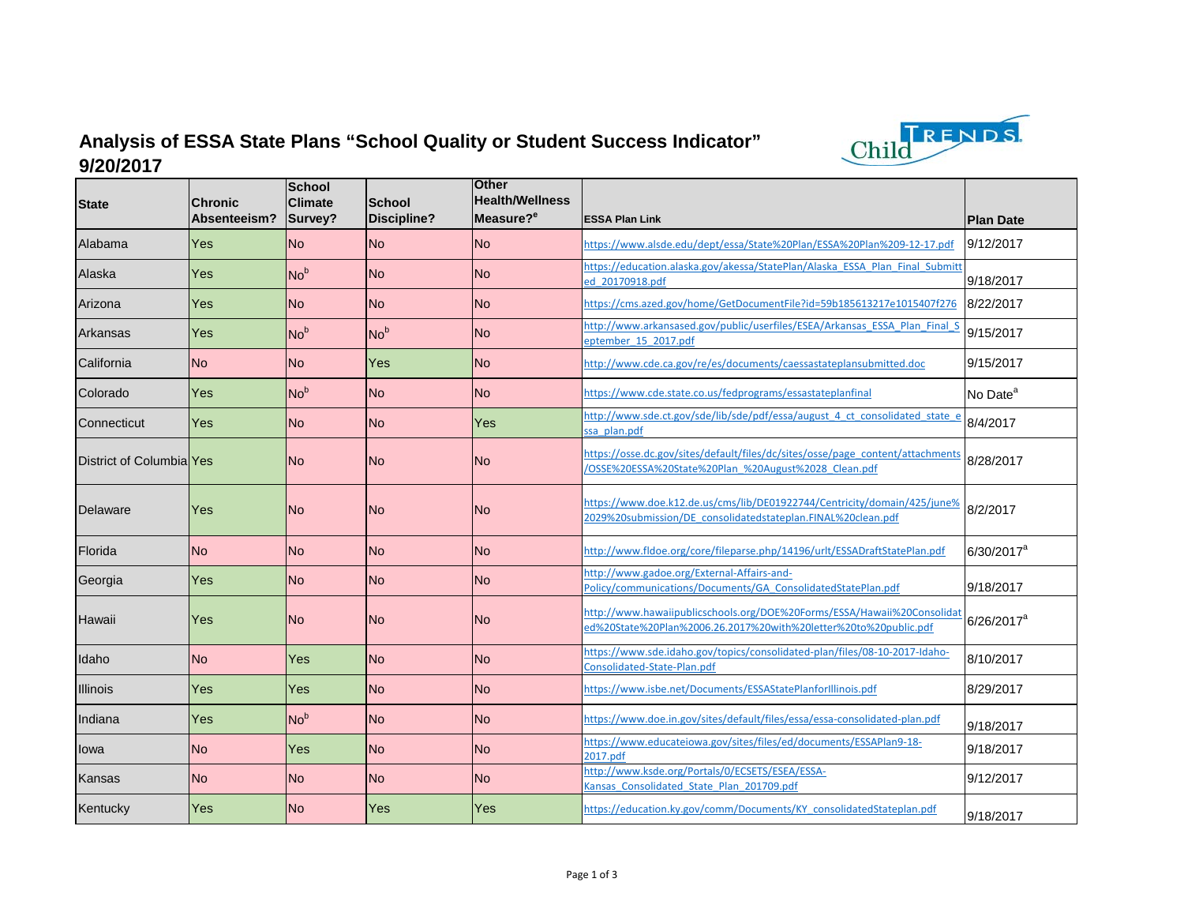# Analysis of ESSA State Plans "School Quality or Student Success Indicator"
## 9/20/2017

Child TRENDS

| State | Chronic Absenteeism? | School Climate Survey? | School Discipline? | Other Health/Wellness Measure?[e] | ESSA Plan Link | Plan Date |
|---|---|---|---|---|---|---|
| Alabama | Yes | No | No | No | https://www.alsde.edu/dept/essa/State%20Plan/ESSA%20Plan%209-12-17.pdf | 9/12/2017 |
| Alaska | Yes | No[b] | No | No | https://education.alaska.gov/akessa/StatePlan/Alaska_ESSA_Plan_Final_Submitted_20170918.pdf | 9/18/2017 |
| Arizona | Yes | No | No | No | https://cms.azed.gov/home/GetDocumentFile?id=59b185613217e1015407f276 | 8/22/2017 |
| Arkansas | Yes | No[b] | No[b] | No | http://www.arkansased.gov/public/userfiles/ESEA/Arkansas_ESSA_Plan_Final_September_15_2017.pdf | 9/15/2017 |
| California | No | No | Yes | No | http://www.cde.ca.gov/re/es/documents/caessastateplansubmitted.doc | 9/15/2017 |
| Colorado | Yes | No[b] | No | No | https://www.cde.state.co.us/fedprograms/essastateplanfinal | No Date[a] |
| Connecticut | Yes | No | No | Yes | http://www.sde.ct.gov/sde/lib/sde/pdf/essa/august_4_ct_consolidated_state_essa_plan.pdf | 8/4/2017 |
| District of Columbia | Yes | No | No | No | https://osse.dc.gov/sites/default/files/dc/sites/osse/page_content/attachments/OSSE%20ESSA%20State%20Plan_%20August%2028_Clean.pdf | 8/28/2017 |
| Delaware | Yes | No | No | No | https://www.doe.k12.de.us/cms/lib/DE01922744/Centricity/domain/425/june%2029%20submission/DE_consolidatedstateplan.FINAL%20clean.pdf | 8/2/2017 |
| Florida | No | No | No | No | http://www.fldoe.org/core/fileparse.php/14196/urlt/ESSADraftStatePlan.pdf | 6/30/2017[a] |
| Georgia | Yes | No | No | No | http://www.gadoe.org/External-Affairs-and-Policy/communications/Documents/GA_ConsolidatedStatePlan.pdf | 9/18/2017 |
| Hawaii | Yes | No | No | No | http://www.hawaiipublicschools.org/DOE%20Forms/ESSA/Hawaii%20Consolidated%20State%20Plan%2006.26.2017%20with%20letter%20to%20public.pdf | 6/26/2017[a] |
| Idaho | No | Yes | No | No | https://www.sde.idaho.gov/topics/consolidated-plan/files/08-10-2017-Idaho-Consolidated-State-Plan.pdf | 8/10/2017 |
| Illinois | Yes | Yes | No | No | https://www.isbe.net/Documents/ESSAStatePlanforIllinois.pdf | 8/29/2017 |
| Indiana | Yes | No[b] | No | No | https://www.doe.in.gov/sites/default/files/essa/essa-consolidated-plan.pdf | 9/18/2017 |
| Iowa | No | Yes | No | No | https://www.educateiowa.gov/sites/files/ed/documents/ESSAPlan9-18-2017.pdf | 9/18/2017 |
| Kansas | No | No | No | No | http://www.ksde.org/Portals/0/ECSETS/ESEA/ESSA-Kansas_Consolidated_State_Plan_201709.pdf | 9/12/2017 |
| Kentucky | Yes | No | Yes | Yes | https://education.ky.gov/comm/Documents/KY_consolidatedStateplan.pdf | 9/18/2017 |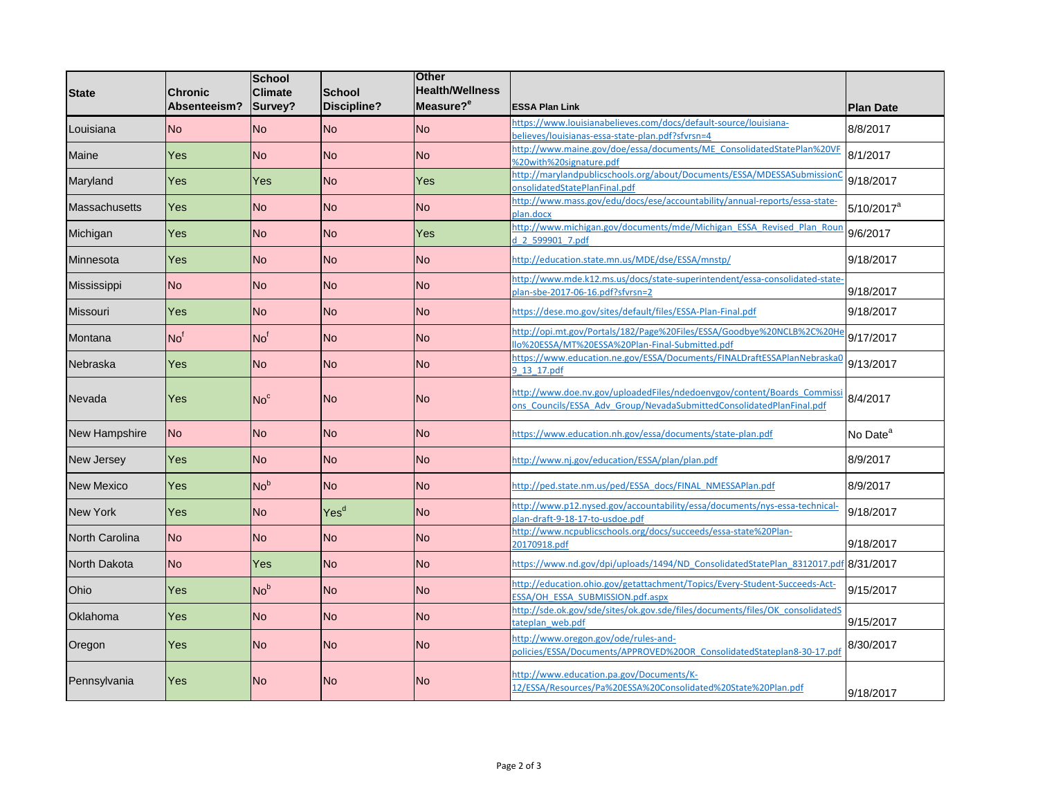| State | Chronic Absenteeism? | School Climate Survey? | School Discipline? | Other Health/Wellness Measure?[e] | ESSA Plan Link | Plan Date |
|---|---|---|---|---|---|---|
| Louisiana | No | No | No | No | https://www.louisianabelieves.com/docs/default-source/louisiana-believes/louisianas-essa-state-plan.pdf?sfvrsn=4 | 8/8/2017 |
| Maine | Yes | No | No | No | http://www.maine.gov/doe/essa/documents/ME_ConsolidatedStatePlan%20VF%20with%20signature.pdf | 8/1/2017 |
| Maryland | Yes | Yes | No | Yes | http://marylandpublicschools.org/about/Documents/ESSA/MDESSASubmissionConsolidatedStatePlanFinal.pdf | 9/18/2017 |
| Massachusetts | Yes | No | No | No | http://www.mass.gov/edu/docs/ese/accountability/annual-reports/essa-state-plan.docx | 5/10/2017[a] |
| Michigan | Yes | No | No | Yes | http://www.michigan.gov/documents/mde/Michigan_ESSA_Revised_Plan_Round_2_599901_7.pdf | 9/6/2017 |
| Minnesota | Yes | No | No | No | http://education.state.mn.us/MDE/dse/ESSA/mnstp/ | 9/18/2017 |
| Mississippi | No | No | No | No | http://www.mde.k12.ms.us/docs/state-superintendent/essa-consolidated-state-plan-sbe-2017-06-16.pdf?sfvrsn=2 | 9/18/2017 |
| Missouri | Yes | No | No | No | https://dese.mo.gov/sites/default/files/ESSA-Plan-Final.pdf | 9/18/2017 |
| Montana | No[f] | No[f] | No | No | http://opi.mt.gov/Portals/182/Page%20Files/ESSA/Goodbye%20NCLB%2C%20Hello%20ESSA/MT%20ESSA%20Plan-Final-Submitted.pdf | 9/17/2017 |
| Nebraska | Yes | No | No | No | https://www.education.ne.gov/ESSA/Documents/FINALDraftESSAPlanNebraska09_13_17.pdf | 9/13/2017 |
| Nevada | Yes | No[c] | No | No | http://www.doe.nv.gov/uploadedFiles/ndedoenvgov/content/Boards_Commissions_Councils/ESSA_Adv_Group/NevadaSubmittedConsolidatedPlanFinal.pdf | 8/4/2017 |
| New Hampshire | No | No | No | No | https://www.education.nh.gov/essa/documents/state-plan.pdf | No Date[a] |
| New Jersey | Yes | No | No | No | http://www.nj.gov/education/ESSA/plan/plan.pdf | 8/9/2017 |
| New Mexico | Yes | No[b] | No | No | http://ped.state.nm.us/ped/ESSA_docs/FINAL_NMESSAPlan.pdf | 8/9/2017 |
| New York | Yes | No | Yes[d] | No | http://www.p12.nysed.gov/accountability/essa/documents/nys-essa-technical-plan-draft-9-18-17-to-usdoe.pdf | 9/18/2017 |
| North Carolina | No | No | No | No | http://www.ncpublicschools.org/docs/succeeds/essa-state%20Plan-20170918.pdf | 9/18/2017 |
| North Dakota | No | Yes | No | No | https://www.nd.gov/dpi/uploads/1494/ND_ConsolidatedStatePlan_8312017.pdf | 8/31/2017 |
| Ohio | Yes | No[b] | No | No | http://education.ohio.gov/getattachment/Topics/Every-Student-Succeeds-Act-ESSA/OH_ESSA_SUBMISSION.pdf.aspx | 9/15/2017 |
| Oklahoma | Yes | No | No | No | http://sde.ok.gov/sde/sites/ok.gov.sde/files/documents/files/OK_consolidatedStateplan_web.pdf | 9/15/2017 |
| Oregon | Yes | No | No | No | http://www.oregon.gov/ode/rules-and-policies/ESSA/Documents/APPROVED%20OR_ConsolidatedStateplan8-30-17.pdf | 8/30/2017 |
| Pennsylvania | Yes | No | No | No | http://www.education.pa.gov/Documents/K-12/ESSA/Resources/Pa%20ESSA%20Consolidated%20State%20Plan.pdf | 9/18/2017 |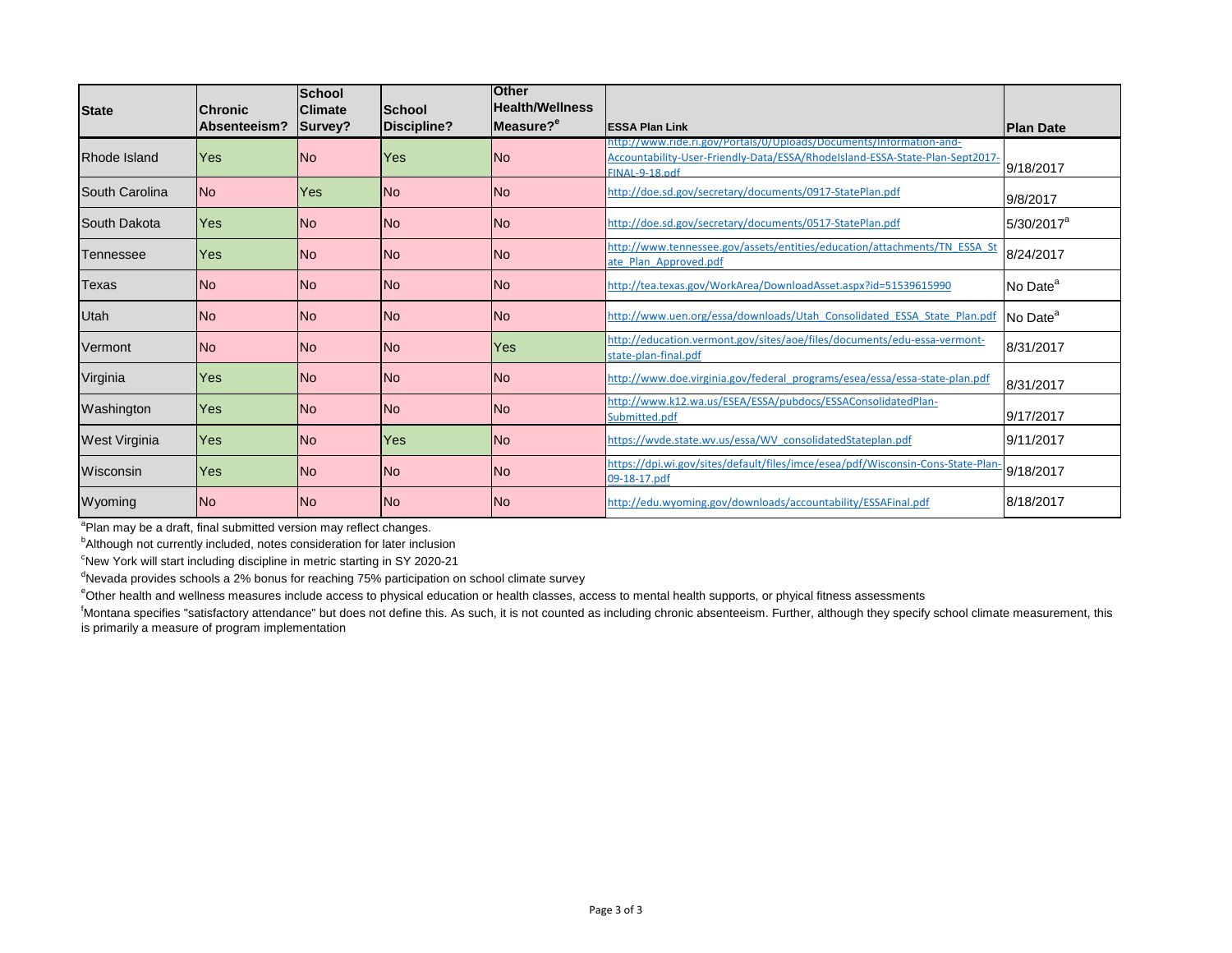| State | Chronic Absenteeism? | School Climate Survey? | School Discipline? | Other Health/Wellness Measure?[e] | ESSA Plan Link | Plan Date |
|---|---|---|---|---|---|---|
| Rhode Island | Yes | No | Yes | No | http://www.ride.ri.gov/Portals/0/Uploads/Documents/Information-and-Accountability-User-Friendly-Data/ESSA/RhodeIsland-ESSA-State-Plan-Sept2017-FINAL-9-18.pdf | 9/18/2017 |
| South Carolina | No | Yes | No | No | http://doe.sd.gov/secretary/documents/0917-StatePlan.pdf | 9/8/2017 |
| South Dakota | Yes | No | No | No | http://doe.sd.gov/secretary/documents/0517-StatePlan.pdf | 5/30/2017[a] |
| Tennessee | Yes | No | No | No | http://www.tennessee.gov/assets/entities/education/attachments/TN_ESSA_State_Plan_Approved.pdf | 8/24/2017 |
| Texas | No | No | No | No | http://tea.texas.gov/WorkArea/DownloadAsset.aspx?id=51539615990 | No Date[a] |
| Utah | No | No | No | No | http://www.uen.org/essa/downloads/Utah_Consolidated_ESSA_State_Plan.pdf | No Date[a] |
| Vermont | No | No | No | Yes | http://education.vermont.gov/sites/aoe/files/documents/edu-essa-vermont-state-plan-final.pdf | 8/31/2017 |
| Virginia | Yes | No | No | No | http://www.doe.virginia.gov/federal_programs/esea/essa/essa-state-plan.pdf | 8/31/2017 |
| Washington | Yes | No | No | No | http://www.k12.wa.us/ESEA/ESSA/pubdocs/ESSAConsolidatedPlan-Submitted.pdf | 9/17/2017 |
| West Virginia | Yes | No | Yes | No | https://wvde.state.wv.us/essa/WV_consolidatedStateplan.pdf | 9/11/2017 |
| Wisconsin | Yes | No | No | No | https://dpi.wi.gov/sites/default/files/imce/esea/pdf/Wisconsin-Cons-State-Plan-09-18-17.pdf | 9/18/2017 |
| Wyoming | No | No | No | No | http://edu.wyoming.gov/downloads/accountability/ESSAFinal.pdf | 8/18/2017 |

[a]Plan may be a draft, final submitted version may reflect changes.

[b]Although not currently included, notes consideration for later inclusion

[c]New York will start including discipline in metric starting in SY 2020-21

[d]Nevada provides schools a 2% bonus for reaching 75% participation on school climate survey

[e]Other health and wellness measures include access to physical education or health classes, access to mental health supports, or phyical fitness assessments

[f]Montana specifies "satisfactory attendance" but does not define this. As such, it is not counted as including chronic absenteeism. Further, although they specify school climate measurement, this is primarily a measure of program implementation